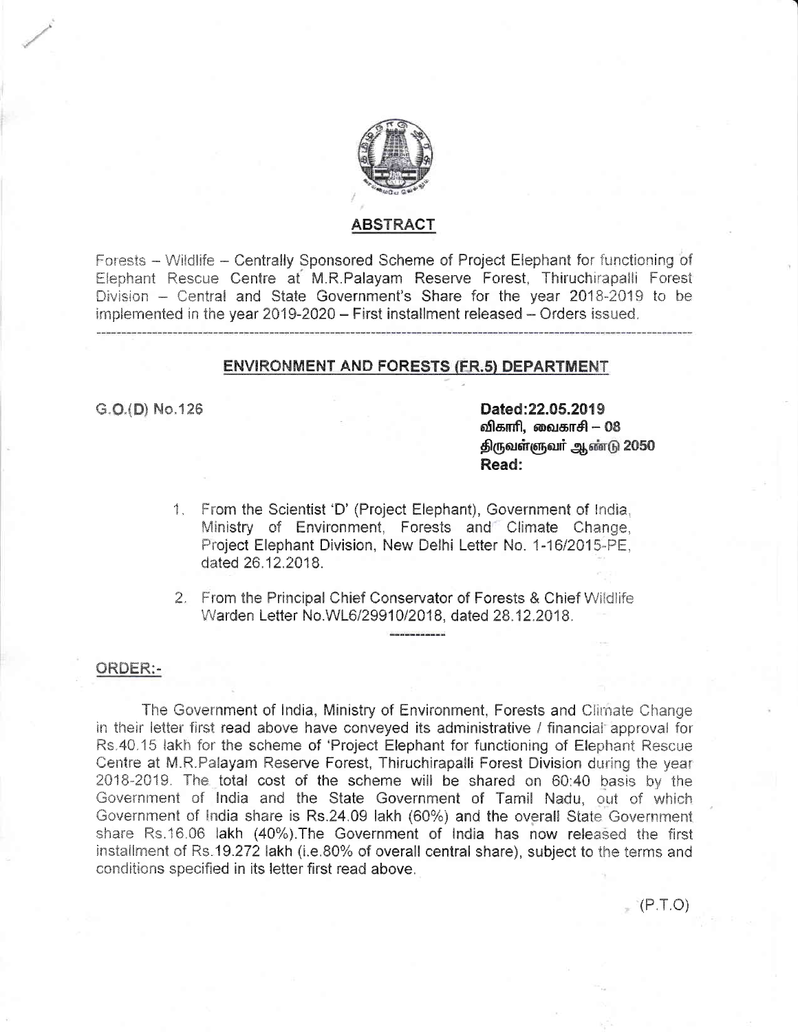## ABSTRACT

Forests – Wildlife – Centrally Sponsored Scheme of Project Elephant for functioning of Elephant Rescue Centre at M.R.Palayam Reserve Forest, Thiruchirapalli Forest Division – Central and State Government's Share for the year 2018-2019 to be implemented in the year 2019-2020 – First installment released – Orders issued.

---

## ENVIRONMENT AND FORESTS (FR.5) DEPARTMENT

G.O.(D) No.126

**Dated:22.05.2019**
**விகாரி, வைகாசி – 08**
**திருவள்ளுவர் ஆண்டு 2050**
**Read:**

1. From the Scientist 'D' (Project Elephant), Government of India, Ministry of Environment, Forests and Climate Change, Project Elephant Division, New Delhi Letter No. 1-16/2015-PE, dated 26.12.2018.

2. From the Principal Chief Conservator of Forests & Chief Wildlife Warden Letter No.WL6/29910/2018, dated 28.12.2018.

---

**ORDER:-**

The Government of India, Ministry of Environment, Forests and Climate Change in their letter first read above have conveyed its administrative / financial approval for Rs.40.15 lakh for the scheme of 'Project Elephant for functioning of Elephant Rescue Centre at M.R.Palayam Reserve Forest, Thiruchirapalli Forest Division during the year 2018-2019. The total cost of the scheme will be shared on 60:40 basis by the Government of India and the State Government of Tamil Nadu, out of which Government of India share is Rs.24.09 lakh (60%) and the overall State Government share Rs.16.06 lakh (40%).The Government of India has now released the first installment of Rs.19.272 lakh (i.e.80% of overall central share), subject to the terms and conditions specified in its letter first read above.

(P.T.O)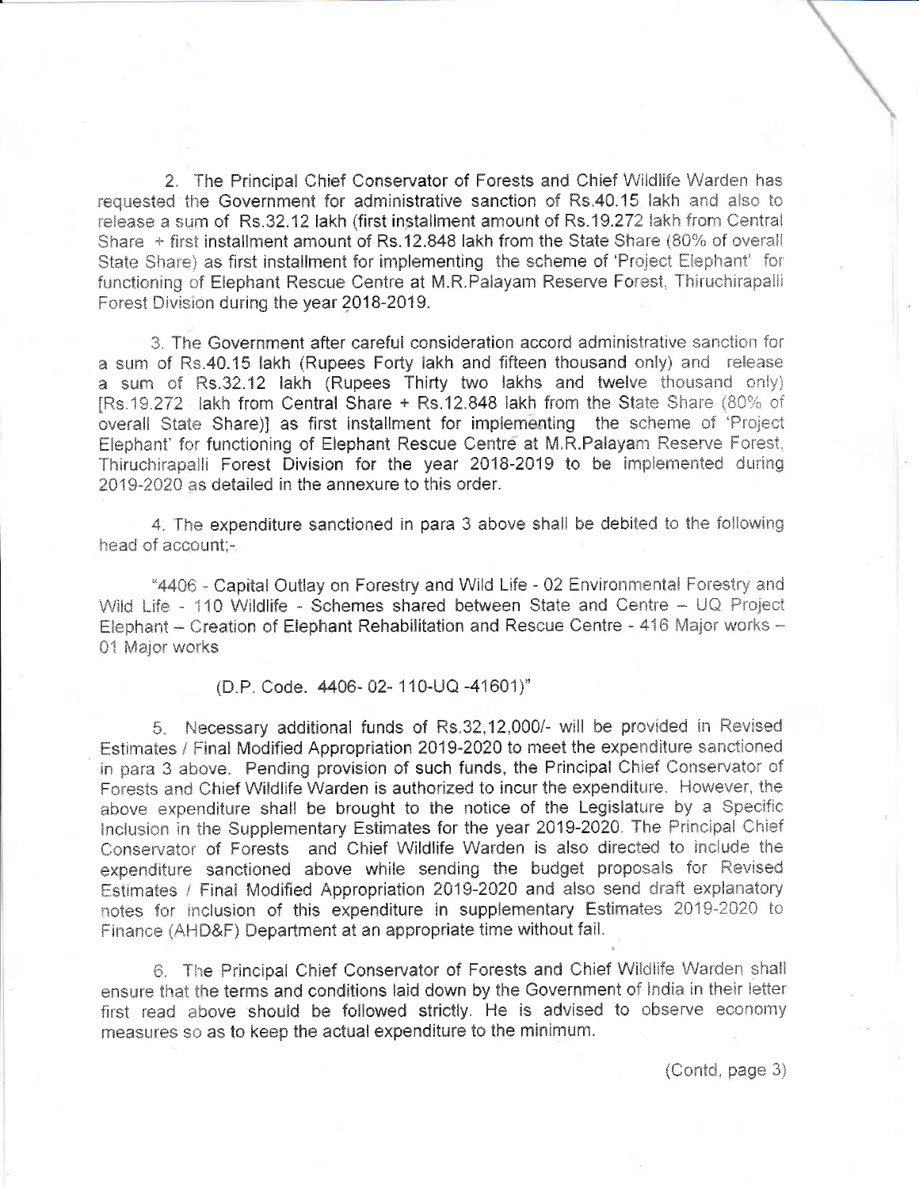2. The Principal Chief Conservator of Forests and Chief Wildlife Warden has requested the Government for administrative sanction of Rs.40.15 lakh and also to release a sum of Rs.32.12 lakh (first installment amount of Rs.19.272 lakh from Central Share + first installment amount of Rs.12.848 lakh from the State Share (80% of overall State Share) as first installment for implementing the scheme of 'Project Elephant' for functioning of Elephant Rescue Centre at M.R.Palayam Reserve Forest, Thiruchirapalli Forest Division during the year 2018-2019.

3. The Government after careful consideration accord administrative sanction for a sum of Rs.40.15 lakh (Rupees Forty lakh and fifteen thousand only) and release a sum of Rs.32.12 lakh (Rupees Thirty two lakhs and twelve thousand only) [Rs.19.272 lakh from Central Share + Rs.12.848 lakh from the State Share (80% of overall State Share)] as first installment for implementing the scheme of 'Project Elephant' for functioning of Elephant Rescue Centre at M.R.Palayam Reserve Forest, Thiruchirapalli Forest Division for the year 2018-2019 to be implemented during 2019-2020 as detailed in the annexure to this order.

4. The expenditure sanctioned in para 3 above shall be debited to the following head of account;-

"4406 - Capital Outlay on Forestry and Wild Life - 02 Environmental Forestry and Wild Life - 110 Wildlife - Schemes shared between State and Centre – UQ Project Elephant – Creation of Elephant Rehabilitation and Rescue Centre - 416 Major works – 01 Major works

(D.P. Code. 4406- 02- 110-UQ -41601)"

5. Necessary additional funds of Rs.32,12,000/- will be provided in Revised Estimates / Final Modified Appropriation 2019-2020 to meet the expenditure sanctioned in para 3 above. Pending provision of such funds, the Principal Chief Conservator of Forests and Chief Wildlife Warden is authorized to incur the expenditure. However, the above expenditure shall be brought to the notice of the Legislature by a Specific Inclusion in the Supplementary Estimates for the year 2019-2020. The Principal Chief Conservator of Forests and Chief Wildlife Warden is also directed to include the expenditure sanctioned above while sending the budget proposals for Revised Estimates / Final Modified Appropriation 2019-2020 and also send draft explanatory notes for inclusion of this expenditure in supplementary Estimates 2019-2020 to Finance (AHD&F) Department at an appropriate time without fail.

6. The Principal Chief Conservator of Forests and Chief Wildlife Warden shall ensure that the terms and conditions laid down by the Government of India in their letter first read above should be followed strictly. He is advised to observe economy measures so as to keep the actual expenditure to the minimum.

(Contd, page 3)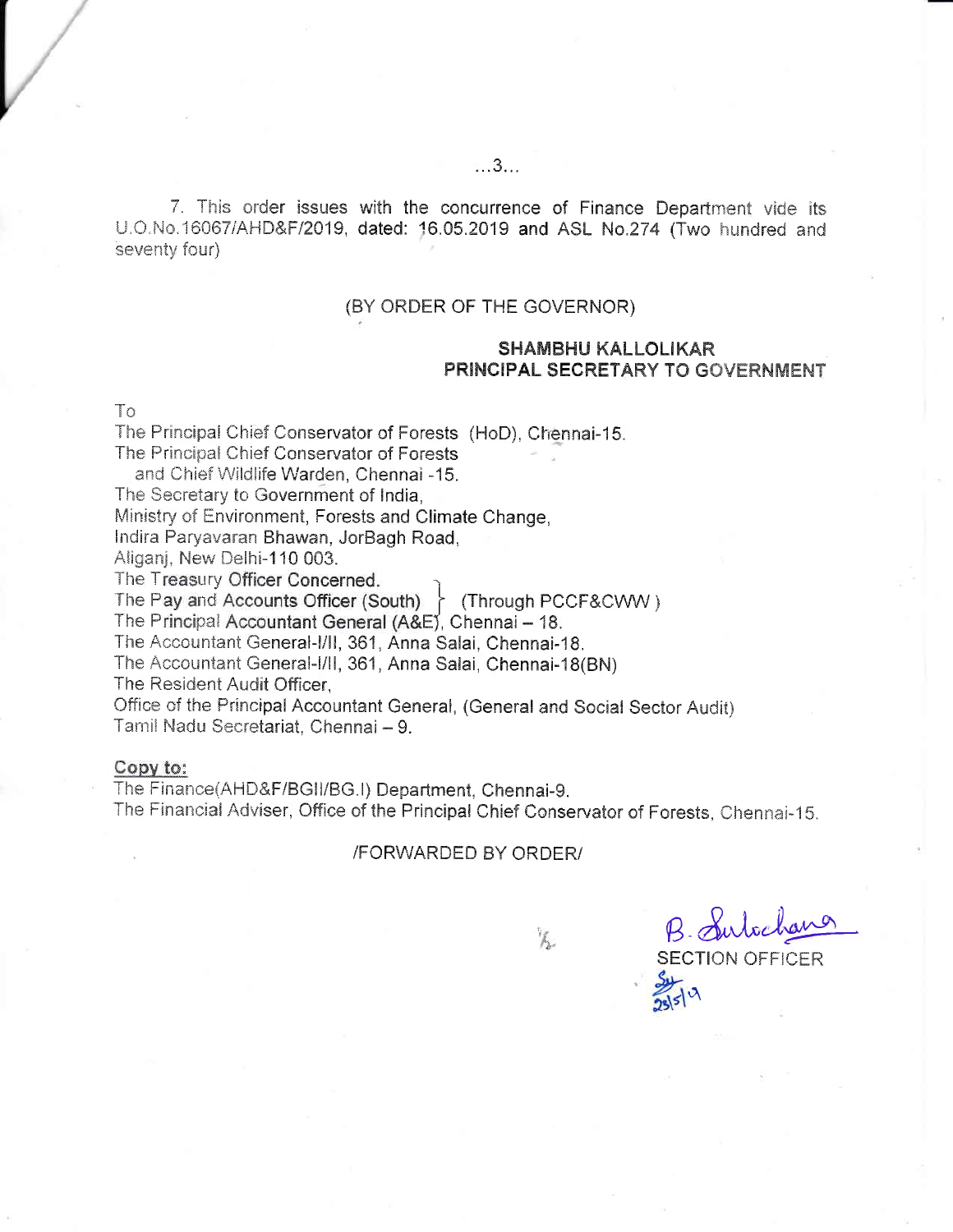7. This order issues with the concurrence of Finance Department vide its U.O.No.16067/AHD&F/2019, dated: 16.05.2019 and ASL No.274 (Two hundred and seventy four)

(BY ORDER OF THE GOVERNOR)

**SHAMBHU KALLOLIKAR**
**PRINCIPAL SECRETARY TO GOVERNMENT**

To
The Principal Chief Conservator of Forests (HoD), Chennai-15.
The Principal Chief Conservator of Forests
and Chief Wildlife Warden, Chennai -15.
The Secretary to Government of India,
Ministry of Environment, Forests and Climate Change,
Indira Paryavaran Bhawan, JorBagh Road,
Aliganj, New Delhi-110 003.
The Treasury Officer Concerned.
The Pay and Accounts Officer (South) } (Through PCCF&CWW )
The Principal Accountant General (A&E), Chennai – 18.
The Accountant General-I/II, 361, Anna Salai, Chennai-18.
The Accountant General-I/II, 361, Anna Salai, Chennai-18(BN)
The Resident Audit Officer,
Office of the Principal Accountant General, (General and Social Sector Audit)
Tamil Nadu Secretariat, Chennai – 9.

**Copy to:**
The Finance(AHD&F/BGII/BG.I) Department, Chennai-9.
The Financial Adviser, Office of the Principal Chief Conservator of Forests, Chennai-15.

/FORWARDED BY ORDER/

B. Sulochana
SECTION OFFICER
23/5/19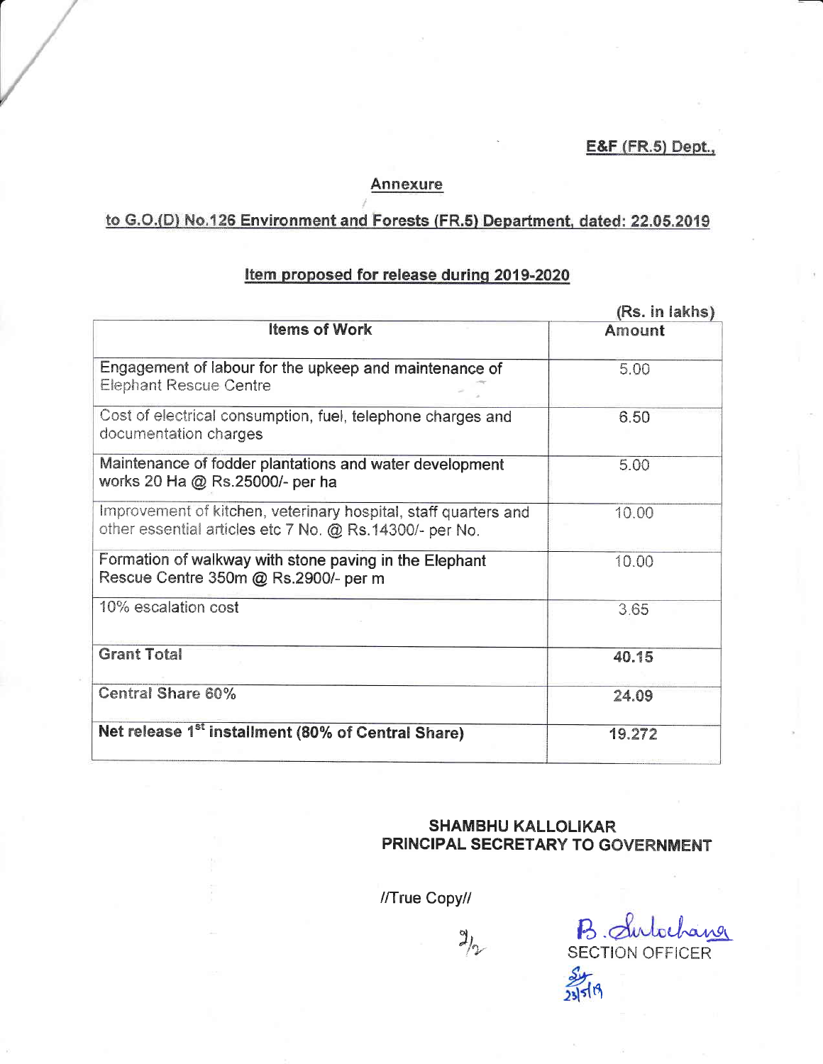E&F (FR.5) Dept.,

## Annexure

## to G.O.(D) No.126 Environment and Forests (FR.5) Department, dated: 22.05.2019

### Item proposed for release during 2019-2020

(Rs. in lakhs)

| Items of Work | Amount |
|---|---|
| Engagement of labour for the upkeep and maintenance of Elephant Rescue Centre | 5.00 |
| Cost of electrical consumption, fuel, telephone charges and documentation charges | 6.50 |
| Maintenance of fodder plantations and water development works 20 Ha @ Rs.25000/- per ha | 5.00 |
| Improvement of kitchen, veterinary hospital, staff quarters and other essential articles etc 7 No. @ Rs.14300/- per No. | 10.00 |
| Formation of walkway with stone paving in the Elephant Rescue Centre 350m @ Rs.2900/- per m | 10.00 |
| 10% escalation cost | 3.65 |
| **Grant Total** | **40.15** |
| **Central Share 60%** | **24.09** |
| **Net release 1st installment (80% of Central Share)** | **19.272** |

**SHAMBHU KALLOLIKAR**
**PRINCIPAL SECRETARY TO GOVERNMENT**

//True Copy//

B. Sulochana
SECTION OFFICER
23/5/19